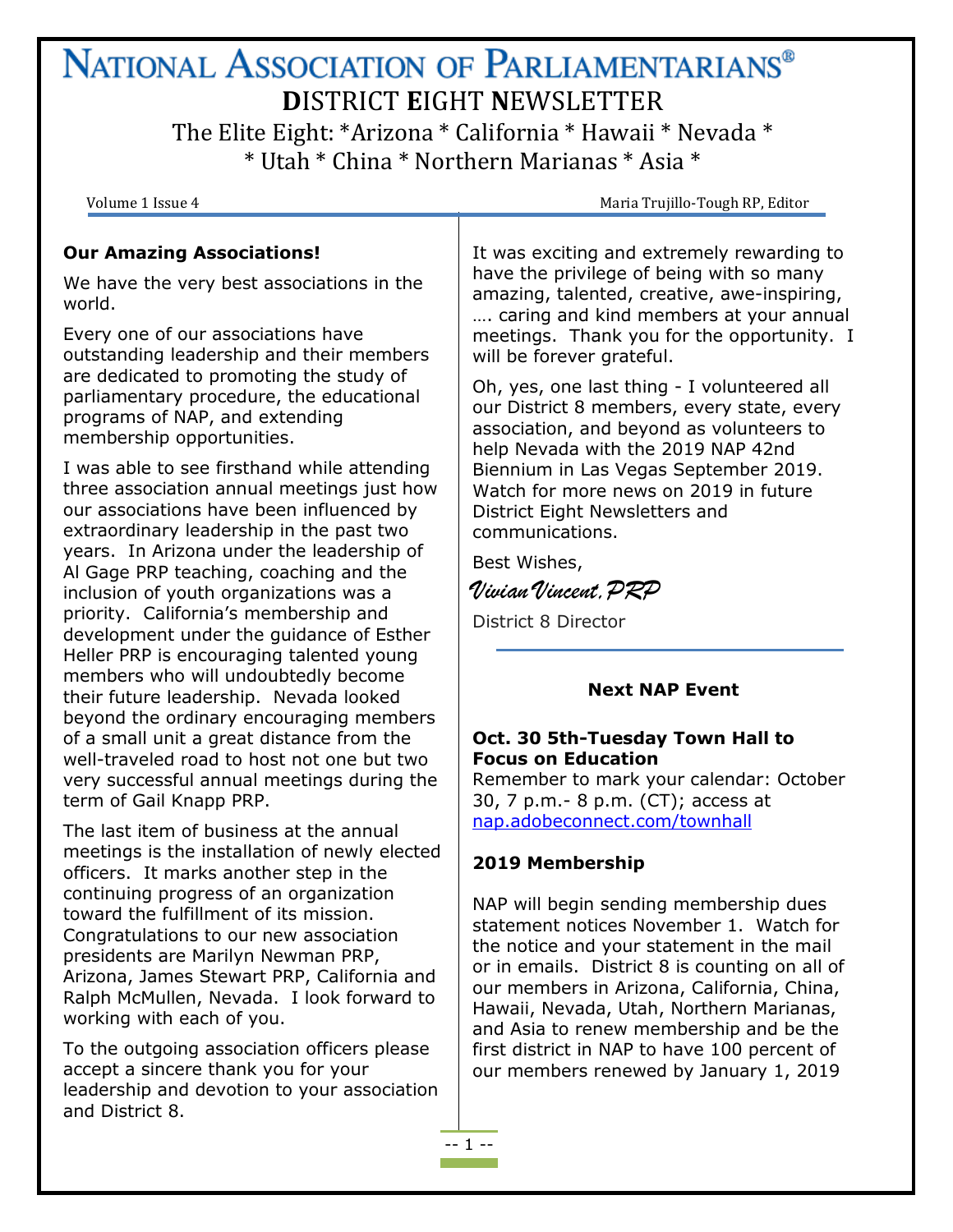# National Association of Parliamentarians®

## District Eight Newsletter

The Elite Eight: *Arizona * California * Hawaii * Nevada * * Utah * China * Northern Marianas * Asia *

Volume 1 Issue 4 — Maria Trujillo-Tough RP, Editor

### Our Amazing Associations!

We have the very best associations in the world.

Every one of our associations have outstanding leadership and their members are dedicated to promoting the study of parliamentary procedure, the educational programs of NAP, and extending membership opportunities.

I was able to see firsthand while attending three association annual meetings just how our associations have been influenced by extraordinary leadership in the past two years. In Arizona under the leadership of Al Gage PRP teaching, coaching and the inclusion of youth organizations was a priority. California's membership and development under the guidance of Esther Heller PRP is encouraging talented young members who will undoubtedly become their future leadership. Nevada looked beyond the ordinary encouraging members of a small unit a great distance from the well-traveled road to host not one but two very successful annual meetings during the term of Gail Knapp PRP.

The last item of business at the annual meetings is the installation of newly elected officers. It marks another step in the continuing progress of an organization toward the fulfillment of its mission. Congratulations to our new association presidents are Marilyn Newman PRP, Arizona, James Stewart PRP, California and Ralph McMullen, Nevada. I look forward to working with each of you.

To the outgoing association officers please accept a sincere thank you for your leadership and devotion to your association and District 8.

It was exciting and extremely rewarding to have the privilege of being with so many amazing, talented, creative, awe-inspiring, …. caring and kind members at your annual meetings. Thank you for the opportunity. I will be forever grateful.

Oh, yes, one last thing - I volunteered all our District 8 members, every state, every association, and beyond as volunteers to help Nevada with the 2019 NAP 42nd Biennium in Las Vegas September 2019. Watch for more news on 2019 in future District Eight Newsletters and communications.

Best Wishes,

*Vivian Vincent, PRP*

District 8 Director

---

### Next NAP Event

**Oct. 30 5th-Tuesday Town Hall to Focus on Education**
Remember to mark your calendar: October 30, 7 p.m.- 8 p.m. (CT); access at [nap.adobeconnect.com/townhall](nap.adobeconnect.com/townhall)

### 2019 Membership

NAP will begin sending membership dues statement notices November 1. Watch for the notice and your statement in the mail or in emails. District 8 is counting on all of our members in Arizona, California, China, Hawaii, Nevada, Utah, Northern Marianas, and Asia to renew membership and be the first district in NAP to have 100 percent of our members renewed by January 1, 2019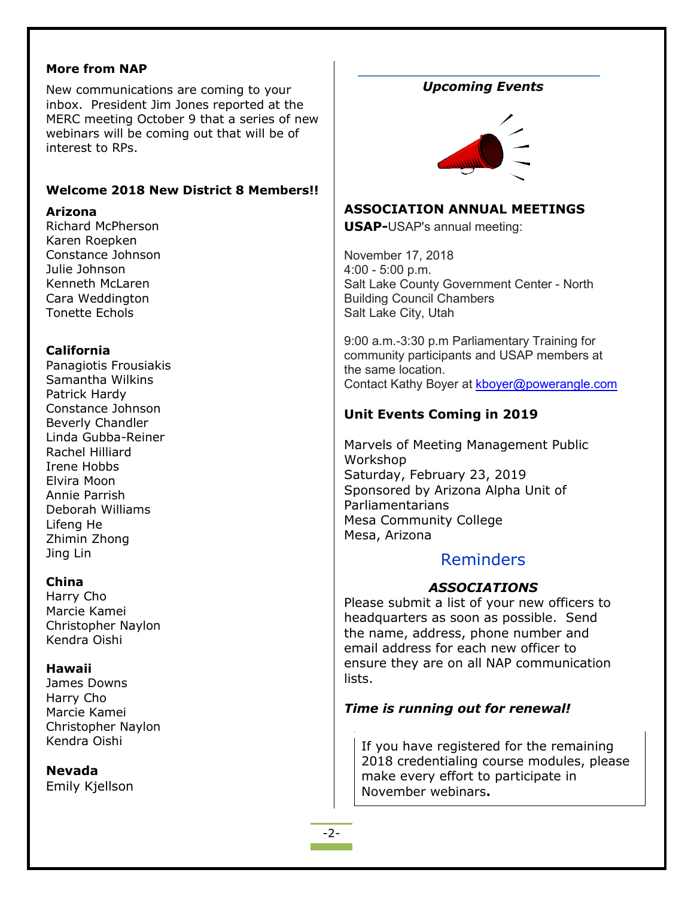### More from NAP

New communications are coming to your inbox. President Jim Jones reported at the MERC meeting October 9 that a series of new webinars will be coming out that will be of interest to RPs.

### Welcome 2018 New District 8 Members!!

**Arizona**
Richard McPherson
Karen Roepken
Constance Johnson
Julie Johnson
Kenneth McLaren
Cara Weddington
Tonette Echols

**California**
Panagiotis Frousiakis
Samantha Wilkins
Patrick Hardy
Constance Johnson
Beverly Chandler
Linda Gubba-Reiner
Rachel Hilliard
Irene Hobbs
Elvira Moon
Annie Parrish
Deborah Williams
Lifeng He
Zhimin Zhong
Jing Lin

**China**
Harry Cho
Marcie Kamei
Christopher Naylon
Kendra Oishi

**Hawaii**
James Downs
Harry Cho
Marcie Kamei
Christopher Naylon
Kendra Oishi

**Nevada**
Emily Kjellson

## *Upcoming Events*

### ASSOCIATION ANNUAL MEETINGS

**USAP-**USAP's annual meeting:

November 17, 2018
4:00 - 5:00 p.m.
Salt Lake County Government Center - North Building Council Chambers
Salt Lake City, Utah

9:00 a.m.-3:30 p.m Parliamentary Training for community participants and USAP members at the same location.
Contact Kathy Boyer at kboyer@powerangle.com

### Unit Events Coming in 2019

Marvels of Meeting Management Public Workshop
Saturday, February 23, 2019
Sponsored by Arizona Alpha Unit of Parliamentarians
Mesa Community College
Mesa, Arizona

## Reminders

***ASSOCIATIONS***

Please submit a list of your new officers to headquarters as soon as possible. Send the name, address, phone number and email address for each new officer to ensure they are on all NAP communication lists.

***Time is running out for renewal!***

If you have registered for the remaining 2018 credentialing course modules, please make every effort to participate in November webinars**.**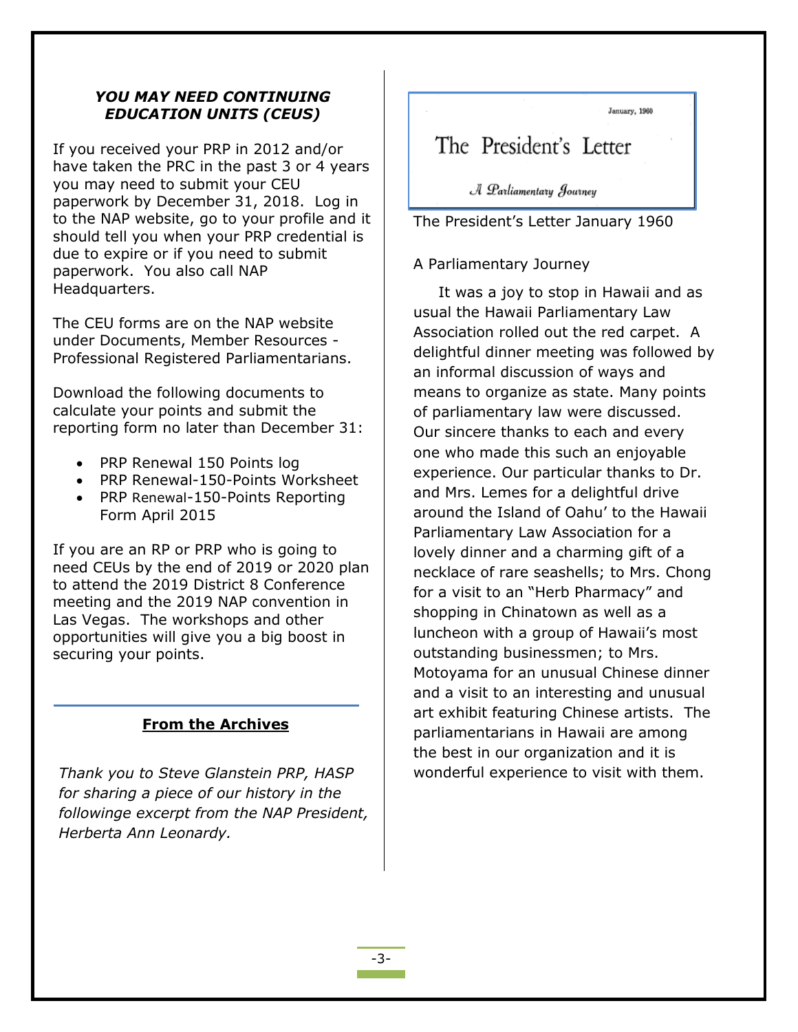### *YOU MAY NEED CONTINUING EDUCATION UNITS (CEUS)*

If you received your PRP in 2012 and/or have taken the PRC in the past 3 or 4 years you may need to submit your CEU paperwork by December 31, 2018. Log in to the NAP website, go to your profile and it should tell you when your PRP credential is due to expire or if you need to submit paperwork. You also call NAP Headquarters.

The CEU forms are on the NAP website under Documents, Member Resources - Professional Registered Parliamentarians.

Download the following documents to calculate your points and submit the reporting form no later than December 31:

- PRP Renewal 150 Points log
- PRP Renewal-150-Points Worksheet
- PRP Renewal-150-Points Reporting Form April 2015

If you are an RP or PRP who is going to need CEUs by the end of 2019 or 2020 plan to attend the 2019 District 8 Conference meeting and the 2019 NAP convention in Las Vegas. The workshops and other opportunities will give you a big boost in securing your points.

---

## **From the Archives**

*Thank you to Steve Glanstein PRP, HASP for sharing a piece of our history in the followinge excerpt from the NAP President, Herberta Ann Leonardy.*

January, 1960

The President's Letter

*A Parliamentary Journey*

The President's Letter January 1960

A Parliamentary Journey

It was a joy to stop in Hawaii and as usual the Hawaii Parliamentary Law Association rolled out the red carpet. A delightful dinner meeting was followed by an informal discussion of ways and means to organize as state. Many points of parliamentary law were discussed. Our sincere thanks to each and every one who made this such an enjoyable experience. Our particular thanks to Dr. and Mrs. Lemes for a delightful drive around the Island of Oahu' to the Hawaii Parliamentary Law Association for a lovely dinner and a charming gift of a necklace of rare seashells; to Mrs. Chong for a visit to an "Herb Pharmacy" and shopping in Chinatown as well as a luncheon with a group of Hawaii's most outstanding businessmen; to Mrs. Motoyama for an unusual Chinese dinner and a visit to an interesting and unusual art exhibit featuring Chinese artists. The parliamentarians in Hawaii are among the best in our organization and it is wonderful experience to visit with them.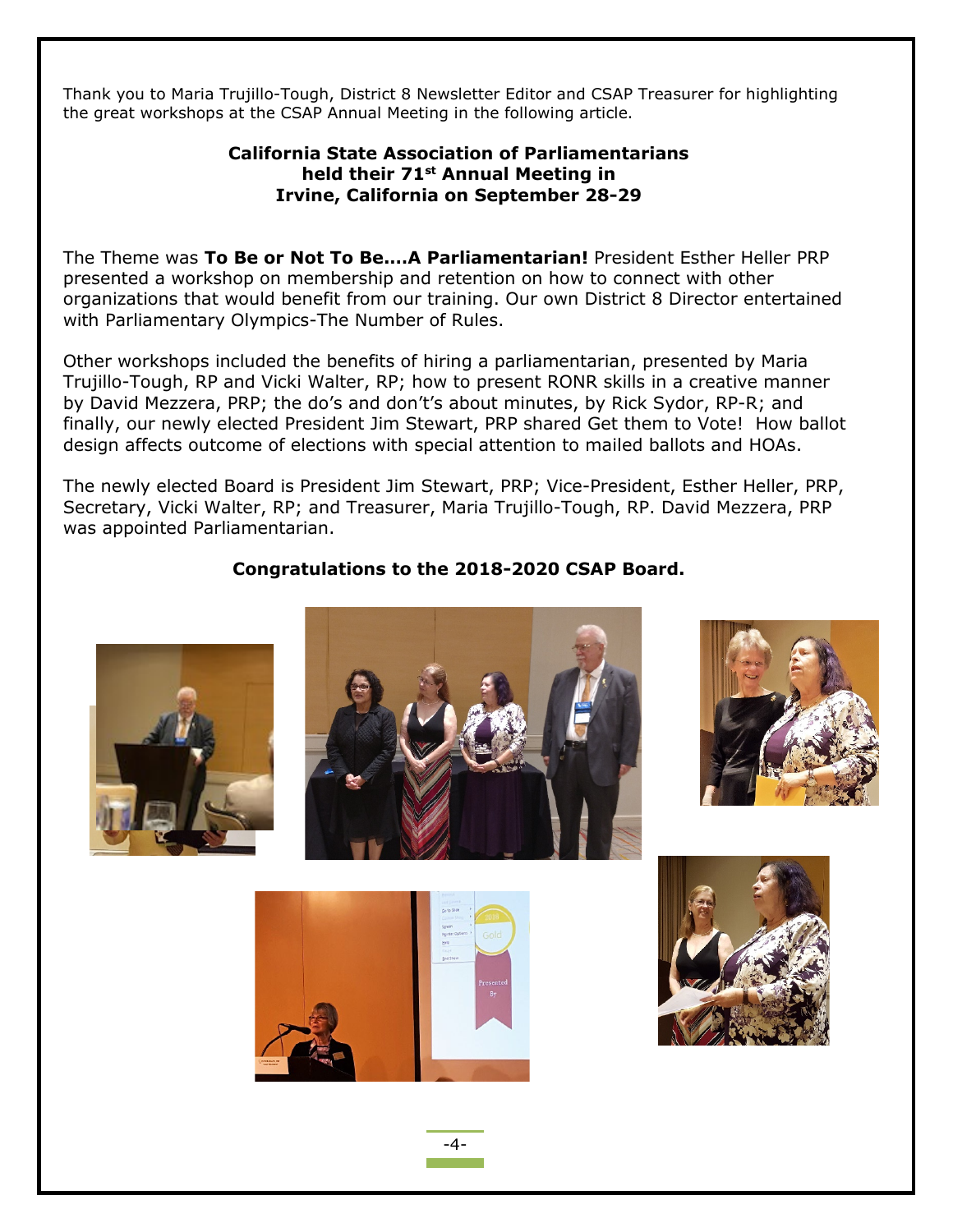Thank you to Maria Trujillo-Tough, District 8 Newsletter Editor and CSAP Treasurer for highlighting the great workshops at the CSAP Annual Meeting in the following article.

**California State Association of Parliamentarians held their 71st Annual Meeting in Irvine, California on September 28-29**

The Theme was **To Be or Not To Be….A Parliamentarian!** President Esther Heller PRP presented a workshop on membership and retention on how to connect with other organizations that would benefit from our training. Our own District 8 Director entertained with Parliamentary Olympics-The Number of Rules.

Other workshops included the benefits of hiring a parliamentarian, presented by Maria Trujillo-Tough, RP and Vicki Walter, RP; how to present RONR skills in a creative manner by David Mezzera, PRP; the do's and don't's about minutes, by Rick Sydor, RP-R; and finally, our newly elected President Jim Stewart, PRP shared Get them to Vote! How ballot design affects outcome of elections with special attention to mailed ballots and HOAs.

The newly elected Board is President Jim Stewart, PRP; Vice-President, Esther Heller, PRP, Secretary, Vicki Walter, RP; and Treasurer, Maria Trujillo-Tough, RP. David Mezzera, PRP was appointed Parliamentarian.

**Congratulations to the 2018-2020 CSAP Board.**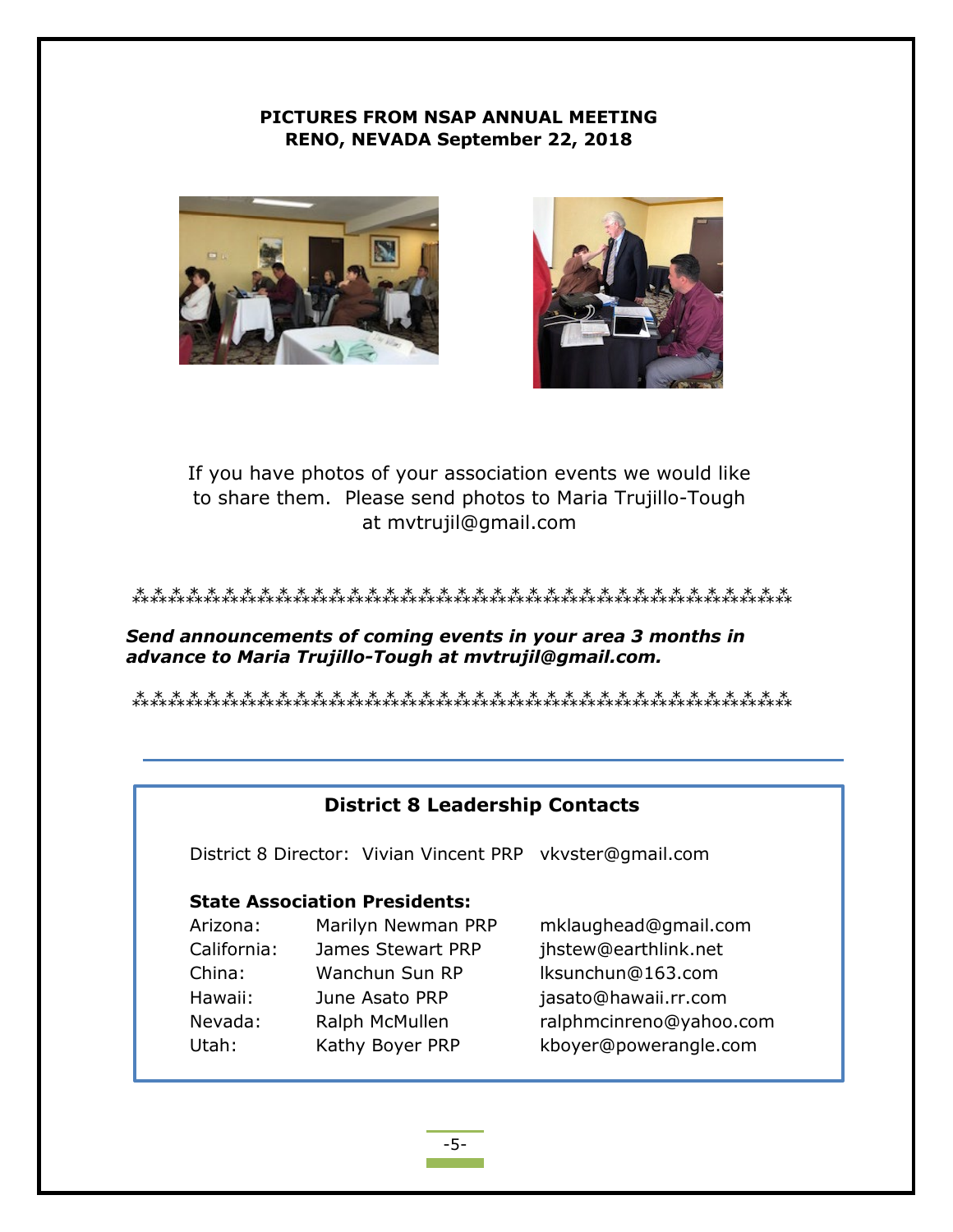**PICTURES FROM NSAP ANNUAL MEETING**
**RENO, NEVADA September 22, 2018**

If you have photos of your association events we would like to share them. Please send photos to Maria Trujillo-Tough at mvtrujil@gmail.com

*********************************************************************

***Send announcements of coming events in your area 3 months in advance to Maria Trujillo-Tough at mvtrujil@gmail.com.***

*********************************************************************

---

## District 8 Leadership Contacts

District 8 Director: Vivian Vincent PRP vkvster@gmail.com

**State Association Presidents:**

| | | |
|---|---|---|
| Arizona: | Marilyn Newman PRP | mklaughead@gmail.com |
| California: | James Stewart PRP | jhstew@earthlink.net |
| China: | Wanchun Sun RP | lksunchun@163.com |
| Hawaii: | June Asato PRP | jasato@hawaii.rr.com |
| Nevada: | Ralph McMullen | ralphmcinreno@yahoo.com |
| Utah: | Kathy Boyer PRP | kboyer@powerangle.com |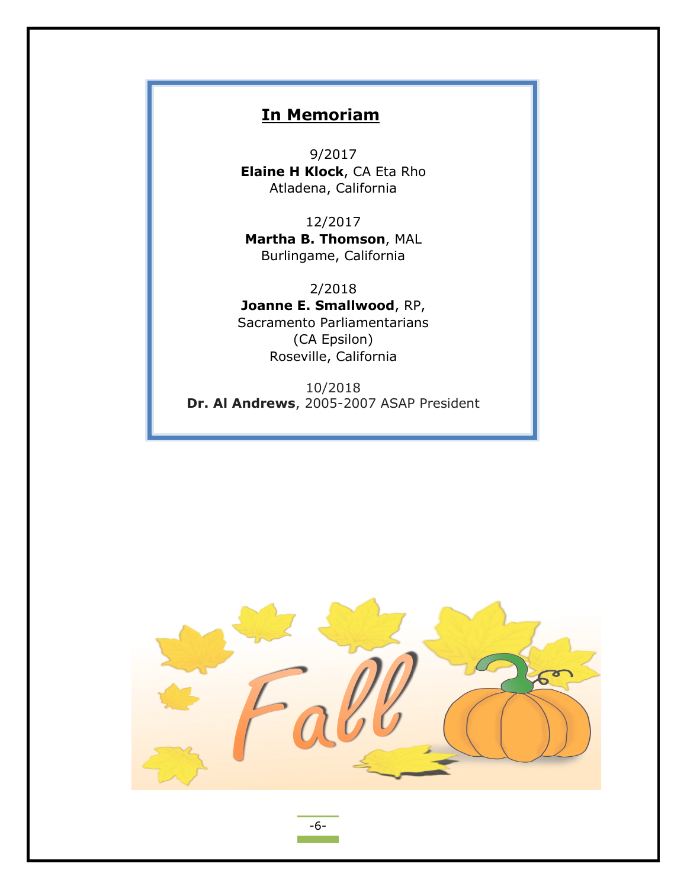## In Memoriam

9/2017
**Elaine H Klock**, CA Eta Rho
Atladena, California

12/2017
**Martha B. Thomson**, MAL
Burlingame, California

2/2018
**Joanne E. Smallwood**, RP,
Sacramento Parliamentarians
(CA Epsilon)
Roseville, California

10/2018
**Dr. Al Andrews**, 2005-2007 ASAP President